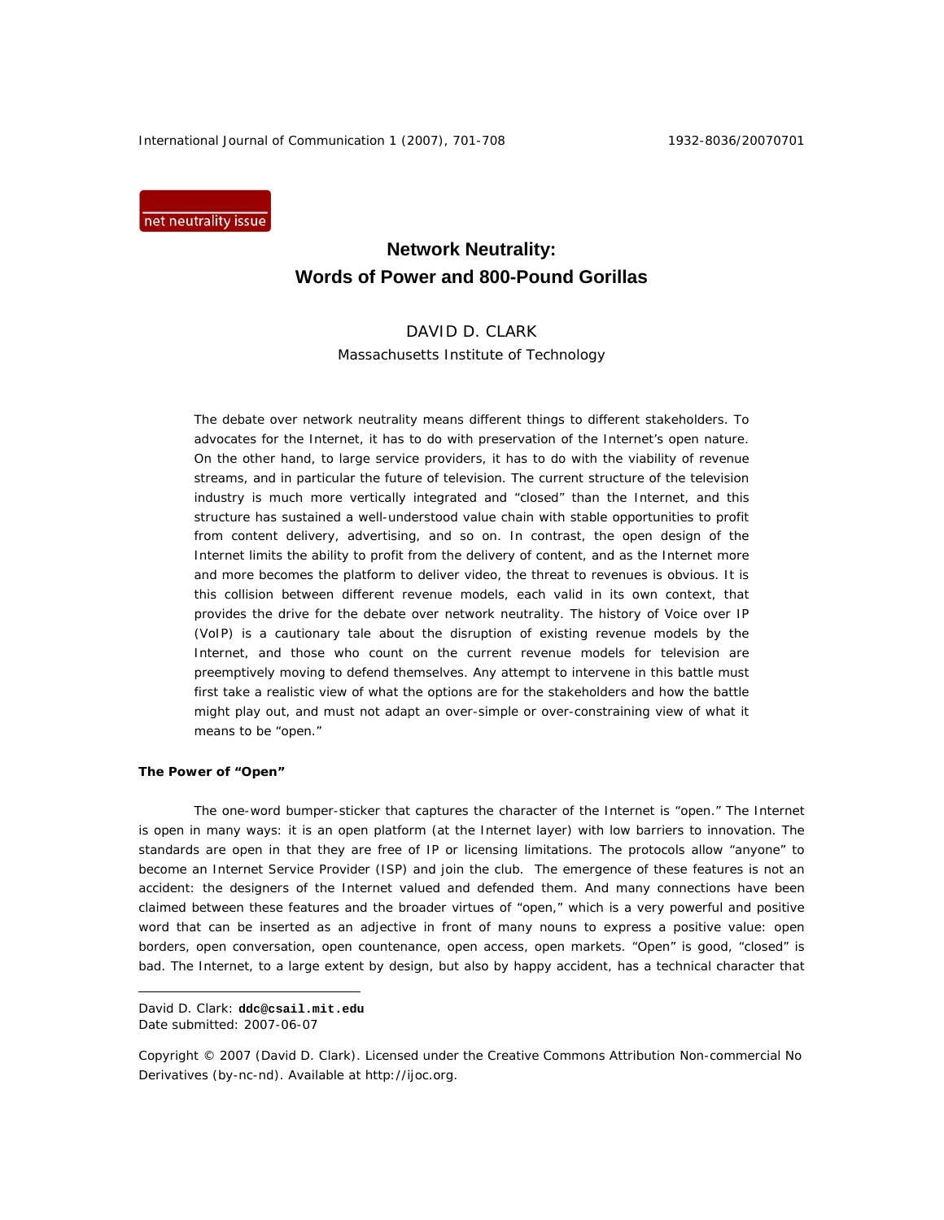net neutrality issue

# Network Neutrality: Words of Power and 800-Pound Gorillas

DAVID D. CLARK

Massachusetts Institute of Technology

The debate over network neutrality means different things to different stakeholders. To advocates for the Internet, it has to do with preservation of the Internet's open nature. On the other hand, to large service providers, it has to do with the viability of revenue streams, and in particular the future of television. The current structure of the television industry is much more vertically integrated and "closed" than the Internet, and this structure has sustained a well-understood value chain with stable opportunities to profit from content delivery, advertising, and so on. In contrast, the open design of the Internet limits the ability to profit from the delivery of content, and as the Internet more and more becomes the platform to deliver video, the threat to revenues is obvious. It is this collision between different revenue models, each valid in its own context, that provides the drive for the debate over network neutrality. The history of Voice over IP (VoIP) is a cautionary tale about the disruption of existing revenue models by the Internet, and those who count on the current revenue models for television are preemptively moving to defend themselves. Any attempt to intervene in this battle must first take a realistic view of what the options are for the stakeholders and how the battle might play out, and must not adapt an over-simple or over-constraining view of what it means to be "open."

**The Power of "Open"**

The one-word bumper-sticker that captures the character of the Internet is "open." The Internet is open in many ways: it is an open platform (at the Internet layer) with low barriers to innovation. The standards are open in that they are free of IP or licensing limitations. The protocols allow "anyone" to become an Internet Service Provider (ISP) and join the club. The emergence of these features is not an accident: the designers of the Internet valued and defended them. And many connections have been claimed between these features and the broader virtues of "open," which is a very powerful and positive word that can be inserted as an adjective in front of many nouns to express a positive value: open borders, open conversation, open countenance, open access, open markets. "Open" is good, "closed" is bad. The Internet, to a large extent by design, but also by happy accident, has a technical character that

---

David D. Clark: **ddc@csail.mit.edu**
Date submitted: 2007-06-07

Copyright © 2007 (David D. Clark). Licensed under the Creative Commons Attribution Non-commercial No Derivatives (by-nc-nd). Available at http://ijoc.org.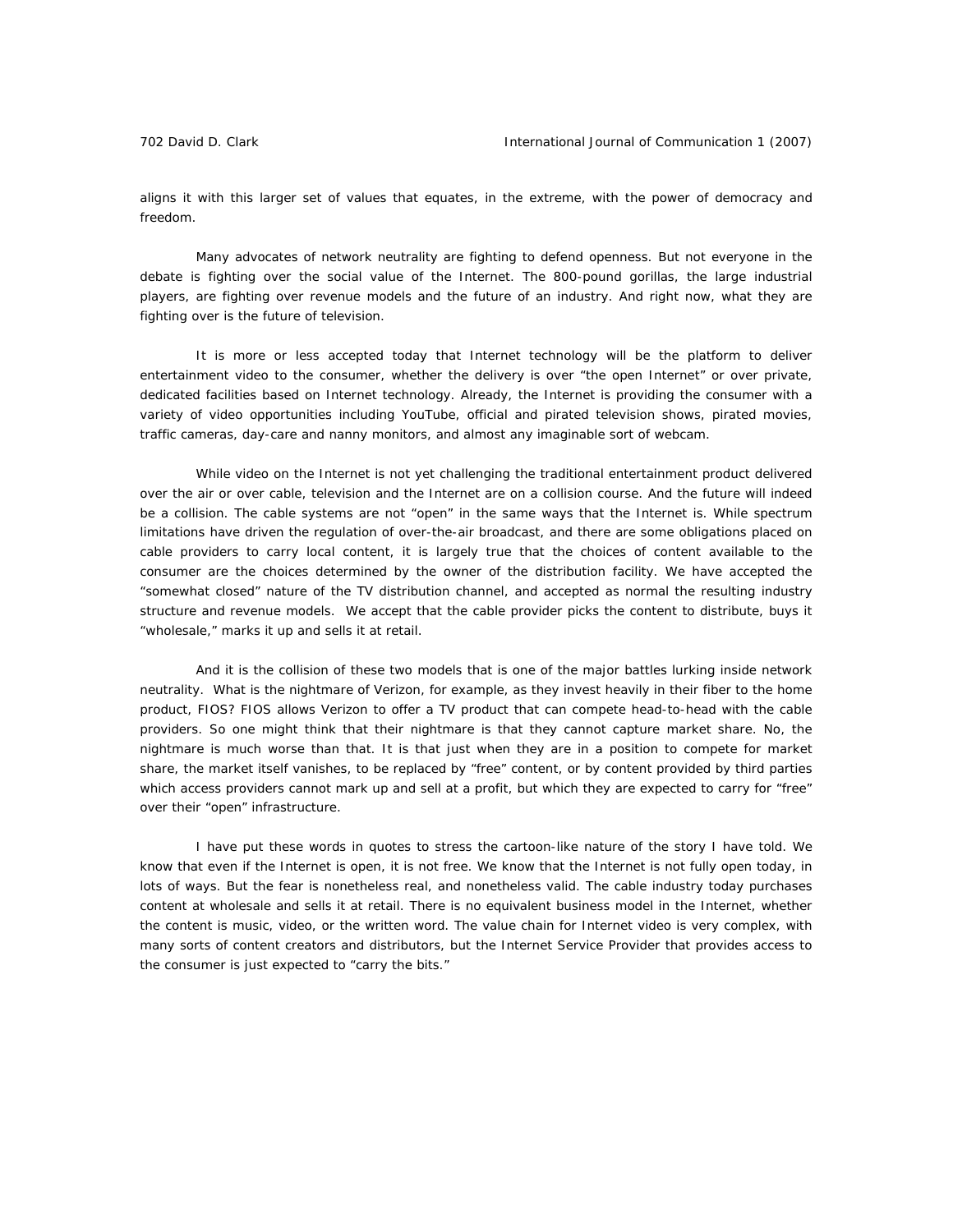aligns it with this larger set of values that equates, in the extreme, with the power of democracy and freedom.

Many advocates of network neutrality are fighting to defend openness. But not everyone in the debate is fighting over the social value of the Internet. The 800-pound gorillas, the large industrial players, are fighting over revenue models and the future of an industry. And right now, what they are fighting over is the future of television.

It is more or less accepted today that Internet technology will be the platform to deliver entertainment video to the consumer, whether the delivery is over "the open Internet" or over private, dedicated facilities based on Internet technology. Already, the Internet is providing the consumer with a variety of video opportunities including YouTube, official and pirated television shows, pirated movies, traffic cameras, day-care and nanny monitors, and almost any imaginable sort of webcam.

While video on the Internet is not yet challenging the traditional entertainment product delivered over the air or over cable, television and the Internet are on a collision course. And the future will indeed be a collision. The cable systems are not "open" in the same ways that the Internet is. While spectrum limitations have driven the regulation of over-the-air broadcast, and there are some obligations placed on cable providers to carry local content, it is largely true that the choices of content available to the consumer are the choices determined by the owner of the distribution facility. We have accepted the "somewhat closed" nature of the TV distribution channel, and accepted as normal the resulting industry structure and revenue models. We accept that the cable provider picks the content to distribute, buys it "wholesale," marks it up and sells it at retail.

And it is the collision of these two models that is one of the major battles lurking inside network neutrality. What is the nightmare of Verizon, for example, as they invest heavily in their fiber to the home product, FIOS? FIOS allows Verizon to offer a TV product that can compete head-to-head with the cable providers. So one might think that their nightmare is that they cannot capture market share. No, the nightmare is much worse than that. It is that just when they are in a position to compete for market share, the market itself vanishes, to be replaced by "free" content, or by content provided by third parties which access providers cannot mark up and sell at a profit, but which they are expected to carry for "free" over their "open" infrastructure.

I have put these words in quotes to stress the cartoon-like nature of the story I have told. We know that even if the Internet is open, it is not free. We know that the Internet is not fully open today, in lots of ways. But the fear is nonetheless real, and nonetheless valid. The cable industry today purchases content at wholesale and sells it at retail. There is no equivalent business model in the Internet, whether the content is music, video, or the written word. The value chain for Internet video is very complex, with many sorts of content creators and distributors, but the Internet Service Provider that provides access to the consumer is just expected to "carry the bits."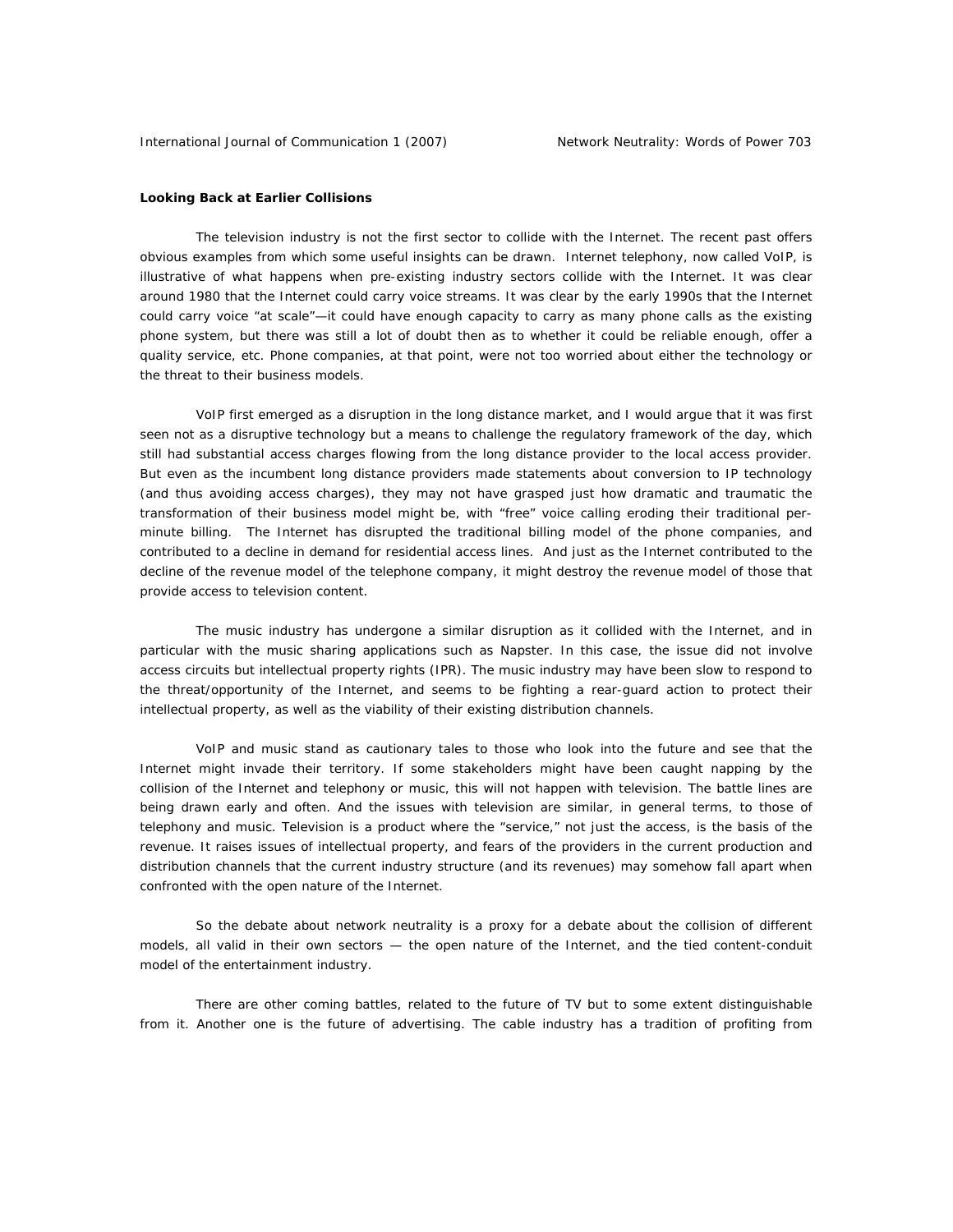**Looking Back at Earlier Collisions**

The television industry is not the first sector to collide with the Internet. The recent past offers obvious examples from which some useful insights can be drawn. Internet telephony, now called VoIP, is illustrative of what happens when pre-existing industry sectors collide with the Internet. It was clear around 1980 that the Internet could carry voice streams. It was clear by the early 1990s that the Internet could carry voice "at scale"—it could have enough capacity to carry as many phone calls as the existing phone system, but there was still a lot of doubt then as to whether it could be reliable enough, offer a quality service, etc. Phone companies, at that point, were not too worried about either the technology or the threat to their business models.

VoIP first emerged as a disruption in the long distance market, and I would argue that it was first seen not as a disruptive technology but a means to challenge the regulatory framework of the day, which still had substantial access charges flowing from the long distance provider to the local access provider. But even as the incumbent long distance providers made statements about conversion to IP technology (and thus avoiding access charges), they may not have grasped just how dramatic and traumatic the transformation of their business model might be, with "free" voice calling eroding their traditional per-minute billing. The Internet has disrupted the traditional billing model of the phone companies, and contributed to a decline in demand for residential access lines. And just as the Internet contributed to the decline of the revenue model of the telephone company, it might destroy the revenue model of those that provide access to television content.

The music industry has undergone a similar disruption as it collided with the Internet, and in particular with the music sharing applications such as Napster. In this case, the issue did not involve access circuits but intellectual property rights (IPR). The music industry may have been slow to respond to the threat/opportunity of the Internet, and seems to be fighting a rear-guard action to protect their intellectual property, as well as the viability of their existing distribution channels.

VoIP and music stand as cautionary tales to those who look into the future and see that the Internet might invade their territory. If some stakeholders might have been caught napping by the collision of the Internet and telephony or music, this will not happen with television. The battle lines are being drawn early and often. And the issues with television are similar, in general terms, to those of telephony and music. Television is a product where the "service," not just the access, is the basis of the revenue. It raises issues of intellectual property, and fears of the providers in the current production and distribution channels that the current industry structure (and its revenues) may somehow fall apart when confronted with the open nature of the Internet.

So the debate about network neutrality is a proxy for a debate about the collision of different models, all valid in their own sectors — the open nature of the Internet, and the tied content-conduit model of the entertainment industry.

There are other coming battles, related to the future of TV but to some extent distinguishable from it. Another one is the future of advertising. The cable industry has a tradition of profiting from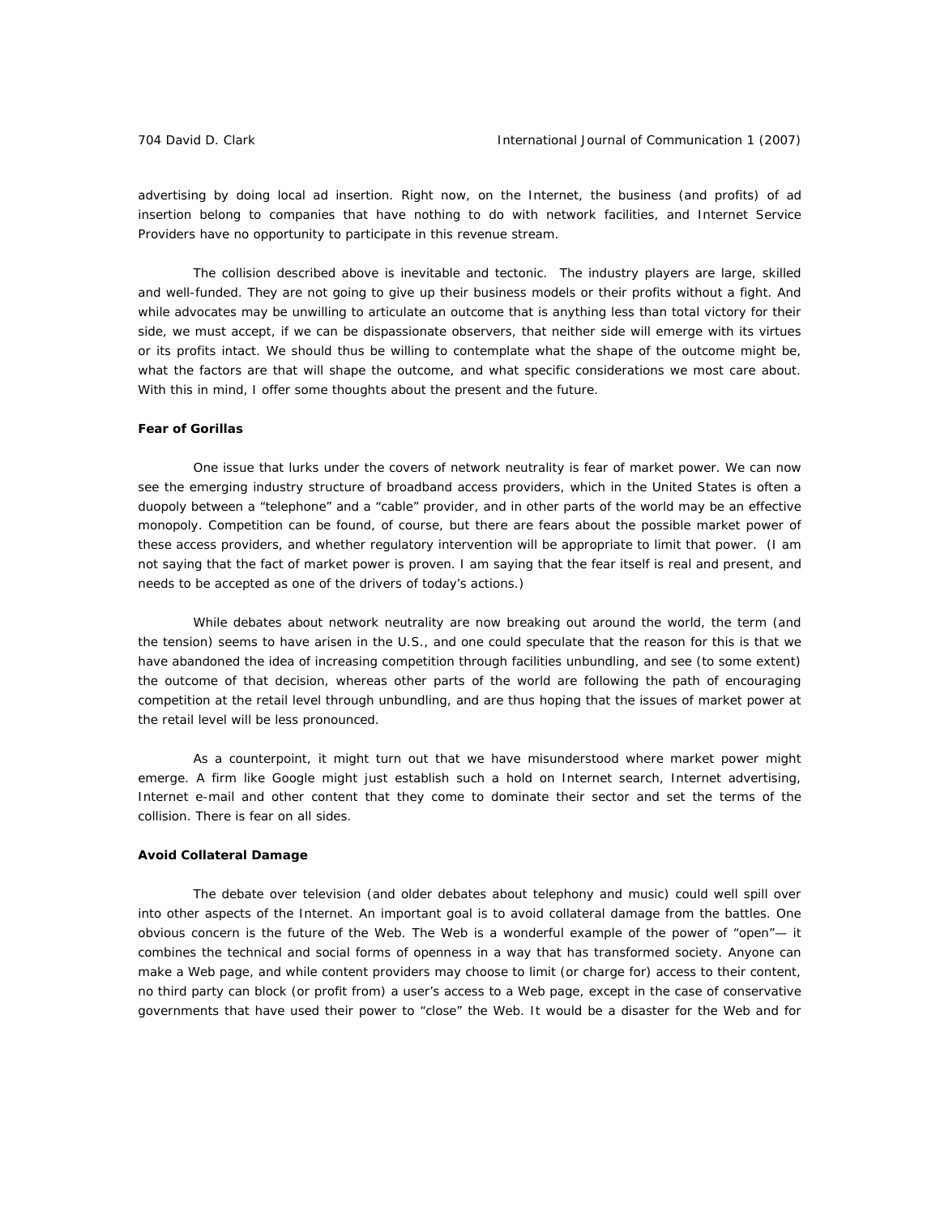advertising by doing local ad insertion. Right now, on the Internet, the business (and profits) of ad insertion belong to companies that have nothing to do with network facilities, and Internet Service Providers have no opportunity to participate in this revenue stream.

The collision described above is inevitable and tectonic. The industry players are large, skilled and well-funded. They are not going to give up their business models or their profits without a fight. And while advocates may be unwilling to articulate an outcome that is anything less than total victory for their side, we must accept, if we can be dispassionate observers, that neither side will emerge with its virtues or its profits intact. We should thus be willing to contemplate what the shape of the outcome might be, what the factors are that will shape the outcome, and what specific considerations we most care about. With this in mind, I offer some thoughts about the present and the future.

**Fear of Gorillas**

One issue that lurks under the covers of network neutrality is fear of market power. We can now see the emerging industry structure of broadband access providers, which in the United States is often a duopoly between a "telephone" and a "cable" provider, and in other parts of the world may be an effective monopoly. Competition can be found, of course, but there are fears about the possible market power of these access providers, and whether regulatory intervention will be appropriate to limit that power. (I am not saying that the fact of market power is proven. I am saying that the fear itself is real and present, and needs to be accepted as one of the drivers of today's actions.)

While debates about network neutrality are now breaking out around the world, the term (and the tension) seems to have arisen in the U.S., and one could speculate that the reason for this is that we have abandoned the idea of increasing competition through facilities unbundling, and see (to some extent) the outcome of that decision, whereas other parts of the world are following the path of encouraging competition at the retail level through unbundling, and are thus hoping that the issues of market power at the retail level will be less pronounced.

As a counterpoint, it might turn out that we have misunderstood where market power might emerge. A firm like Google might just establish such a hold on Internet search, Internet advertising, Internet e-mail and other content that they come to dominate their sector and set the terms of the collision. There is fear on all sides.

**Avoid Collateral Damage**

The debate over television (and older debates about telephony and music) could well spill over into other aspects of the Internet. An important goal is to avoid collateral damage from the battles. One obvious concern is the future of the Web. The Web is a wonderful example of the power of "open"— it combines the technical and social forms of openness in a way that has transformed society. Anyone can make a Web page, and while content providers may choose to limit (or charge for) access to their content, no third party can block (or profit from) a user's access to a Web page, except in the case of conservative governments that have used their power to "close" the Web. It would be a disaster for the Web and for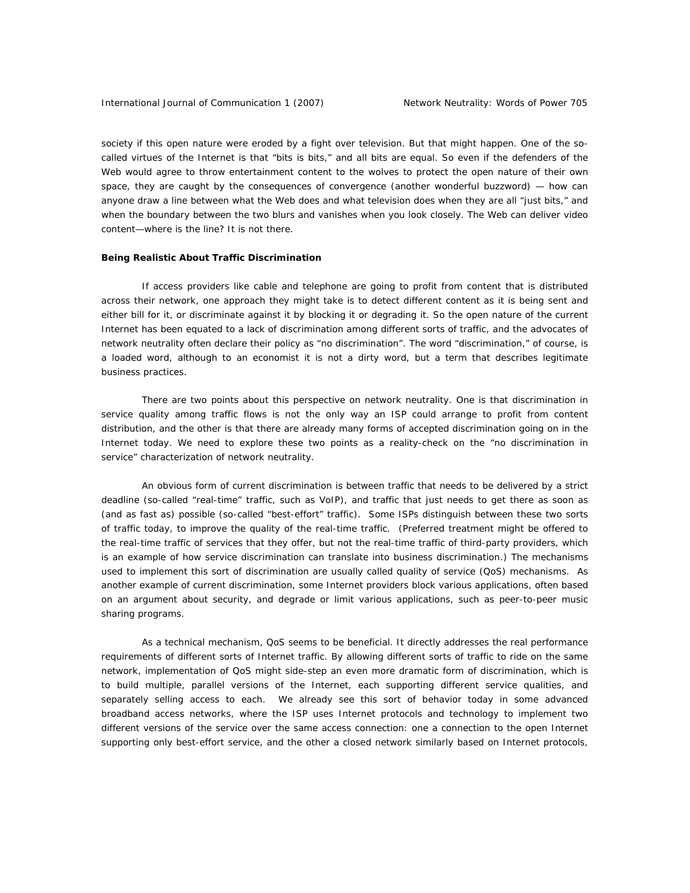society if this open nature were eroded by a fight over television. But that might happen. One of the so-called virtues of the Internet is that "bits is bits," and all bits are equal. So even if the defenders of the Web would agree to throw entertainment content to the wolves to protect the open nature of their own space, they are caught by the consequences of convergence (another wonderful buzzword) — how can anyone draw a line between what the Web does and what television does when they are all "just bits," and when the boundary between the two blurs and vanishes when you look closely. The Web can deliver video content—where is the line? It is not there.

**Being Realistic About Traffic Discrimination**

If access providers like cable and telephone are going to profit from content that is distributed across their network, one approach they might take is to detect different content as it is being sent and either bill for it, or discriminate against it by blocking it or degrading it. So the open nature of the current Internet has been equated to a lack of discrimination among different sorts of traffic, and the advocates of network neutrality often declare their policy as "no discrimination". The word "discrimination," of course, is a loaded word, although to an economist it is not a dirty word, but a term that describes legitimate business practices.

There are two points about this perspective on network neutrality. One is that discrimination in service quality among traffic flows is not the only way an ISP could arrange to profit from content distribution, and the other is that there are already many forms of accepted discrimination going on in the Internet today. We need to explore these two points as a reality-check on the "no discrimination in service" characterization of network neutrality.

An obvious form of current discrimination is between traffic that needs to be delivered by a strict deadline (so-called "real-time" traffic, such as VoIP), and traffic that just needs to get there as soon as (and as fast as) possible (so-called "best-effort" traffic). Some ISPs distinguish between these two sorts of traffic today, to improve the quality of the real-time traffic. (Preferred treatment might be offered to the real-time traffic of services that they offer, but not the real-time traffic of third-party providers, which is an example of how service discrimination can translate into business discrimination.) The mechanisms used to implement this sort of discrimination are usually called quality of service (QoS) mechanisms. As another example of current discrimination, some Internet providers block various applications, often based on an argument about security, and degrade or limit various applications, such as peer-to-peer music sharing programs.

As a technical mechanism, QoS seems to be beneficial. It directly addresses the real performance requirements of different sorts of Internet traffic. By allowing different sorts of traffic to ride on the same network, implementation of QoS might side-step an even more dramatic form of discrimination, which is to build multiple, parallel versions of the Internet, each supporting different service qualities, and separately selling access to each. We already see this sort of behavior today in some advanced broadband access networks, where the ISP uses Internet protocols and technology to implement two different versions of the service over the same access connection: one a connection to the open Internet supporting only best-effort service, and the other a closed network similarly based on Internet protocols,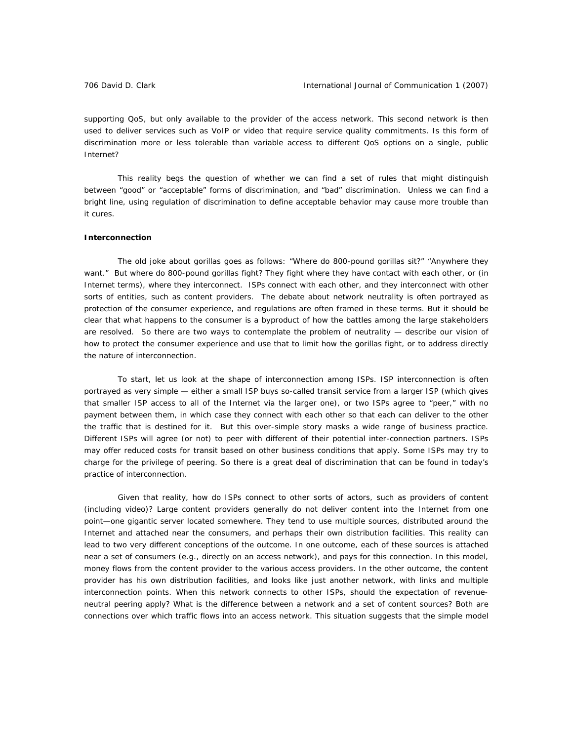supporting QoS, but only available to the provider of the access network. This second network is then used to deliver services such as VoIP or video that require service quality commitments. Is this form of discrimination more or less tolerable than variable access to different QoS options on a single, public Internet?

This reality begs the question of whether we can find a set of rules that might distinguish between "good" or "acceptable" forms of discrimination, and "bad" discrimination. Unless we can find a bright line, using regulation of discrimination to define acceptable behavior may cause more trouble than it cures.

**Interconnection**

The old joke about gorillas goes as follows: "Where do 800-pound gorillas sit?" "Anywhere they want." But where do 800-pound gorillas fight? They fight where they have contact with each other, or (in Internet terms), where they interconnect. ISPs connect with each other, and they interconnect with other sorts of entities, such as content providers. The debate about network neutrality is often portrayed as protection of the consumer experience, and regulations are often framed in these terms. But it should be clear that what happens to the consumer is a byproduct of how the battles among the large stakeholders are resolved. So there are two ways to contemplate the problem of neutrality — describe our vision of how to protect the consumer experience and use that to limit how the gorillas fight, or to address directly the nature of interconnection.

To start, let us look at the shape of interconnection among ISPs. ISP interconnection is often portrayed as very simple — either a small ISP buys so-called transit service from a larger ISP (which gives that smaller ISP access to all of the Internet via the larger one), or two ISPs agree to "peer," with no payment between them, in which case they connect with each other so that each can deliver to the other the traffic that is destined for it. But this over-simple story masks a wide range of business practice. Different ISPs will agree (or not) to peer with different of their potential inter-connection partners. ISPs may offer reduced costs for transit based on other business conditions that apply. Some ISPs may try to charge for the privilege of peering. So there is a great deal of discrimination that can be found in today's practice of interconnection.

Given that reality, how do ISPs connect to other sorts of actors, such as providers of content (including video)? Large content providers generally do not deliver content into the Internet from one point—one gigantic server located somewhere. They tend to use multiple sources, distributed around the Internet and attached near the consumers, and perhaps their own distribution facilities. This reality can lead to two very different conceptions of the outcome. In one outcome, each of these sources is attached near a set of consumers (e.g., directly on an access network), and pays for this connection. In this model, money flows from the content provider to the various access providers. In the other outcome, the content provider has his own distribution facilities, and looks like just another network, with links and multiple interconnection points. When this network connects to other ISPs, should the expectation of revenue-neutral peering apply? What is the difference between a network and a set of content sources? Both are connections over which traffic flows into an access network. This situation suggests that the simple model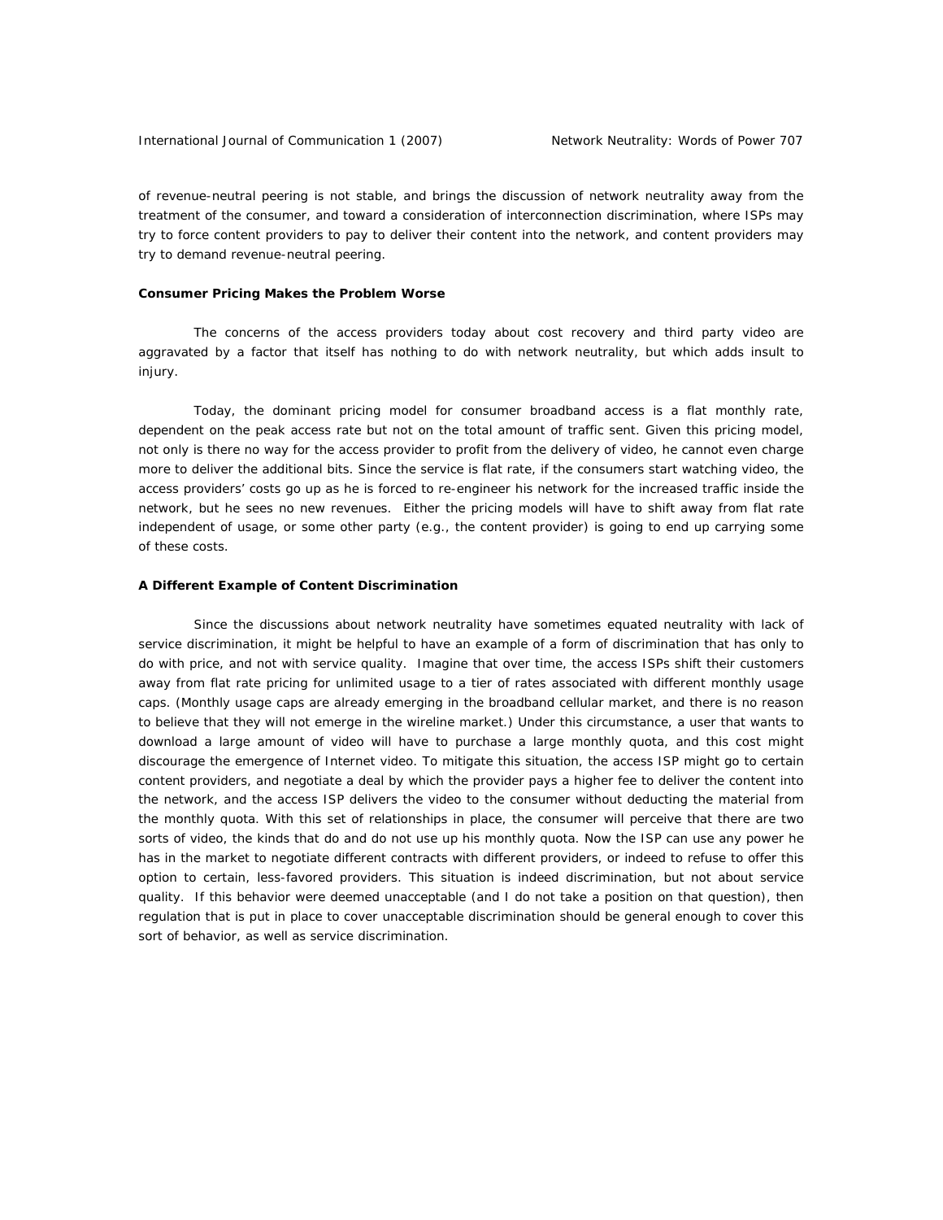of revenue-neutral peering is not stable, and brings the discussion of network neutrality away from the treatment of the consumer, and toward a consideration of interconnection discrimination, where ISPs may try to force content providers to pay to deliver their content into the network, and content providers may try to demand revenue-neutral peering.

### Consumer Pricing Makes the Problem Worse

The concerns of the access providers today about cost recovery and third party video are aggravated by a factor that itself has nothing to do with network neutrality, but which adds insult to injury.

Today, the dominant pricing model for consumer broadband access is a flat monthly rate, dependent on the peak access rate but not on the total amount of traffic sent. Given this pricing model, not only is there no way for the access provider to profit from the delivery of video, he cannot even charge more to deliver the additional bits. Since the service is flat rate, if the consumers start watching video, the access providers' costs go up as he is forced to re-engineer his network for the increased traffic inside the network, but he sees no new revenues. Either the pricing models will have to shift away from flat rate independent of usage, or some other party (e.g., the content provider) is going to end up carrying some of these costs.

### A Different Example of Content Discrimination

Since the discussions about network neutrality have sometimes equated neutrality with lack of service discrimination, it might be helpful to have an example of a form of discrimination that has only to do with price, and not with service quality. Imagine that over time, the access ISPs shift their customers away from flat rate pricing for unlimited usage to a tier of rates associated with different monthly usage caps. (Monthly usage caps are already emerging in the broadband cellular market, and there is no reason to believe that they will not emerge in the wireline market.) Under this circumstance, a user that wants to download a large amount of video will have to purchase a large monthly quota, and this cost might discourage the emergence of Internet video. To mitigate this situation, the access ISP might go to certain content providers, and negotiate a deal by which the provider pays a higher fee to deliver the content into the network, and the access ISP delivers the video to the consumer without deducting the material from the monthly quota. With this set of relationships in place, the consumer will perceive that there are two sorts of video, the kinds that do and do not use up his monthly quota. Now the ISP can use any power he has in the market to negotiate different contracts with different providers, or indeed to refuse to offer this option to certain, less-favored providers. This situation is indeed discrimination, but not about service quality. If this behavior were deemed unacceptable (and I do not take a position on that question), then regulation that is put in place to cover unacceptable discrimination should be general enough to cover this sort of behavior, as well as service discrimination.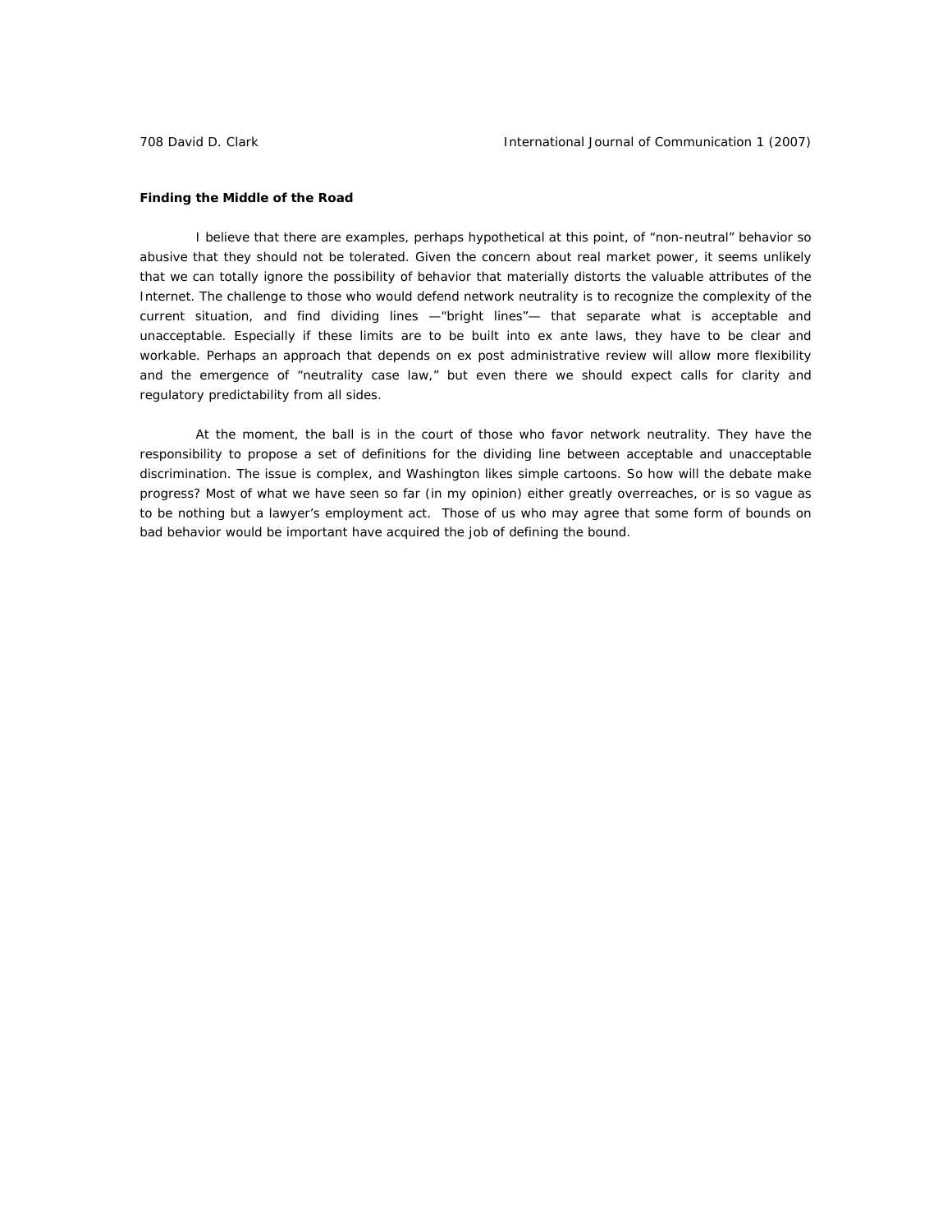**Finding the Middle of the Road**

I believe that there are examples, perhaps hypothetical at this point, of "non-neutral" behavior so abusive that they should not be tolerated. Given the concern about real market power, it seems unlikely that we can totally ignore the possibility of behavior that materially distorts the valuable attributes of the Internet. The challenge to those who would defend network neutrality is to recognize the complexity of the current situation, and find dividing lines —"bright lines"— that separate what is acceptable and unacceptable. Especially if these limits are to be built into ex ante laws, they have to be clear and workable. Perhaps an approach that depends on ex post administrative review will allow more flexibility and the emergence of "neutrality case law," but even there we should expect calls for clarity and regulatory predictability from all sides.

At the moment, the ball is in the court of those who favor network neutrality. They have the responsibility to propose a set of definitions for the dividing line between acceptable and unacceptable discrimination. The issue is complex, and Washington likes simple cartoons. So how will the debate make progress? Most of what we have seen so far (in my opinion) either greatly overreaches, or is so vague as to be nothing but a lawyer's employment act. Those of us who may agree that some form of bounds on bad behavior would be important have acquired the job of defining the bound.